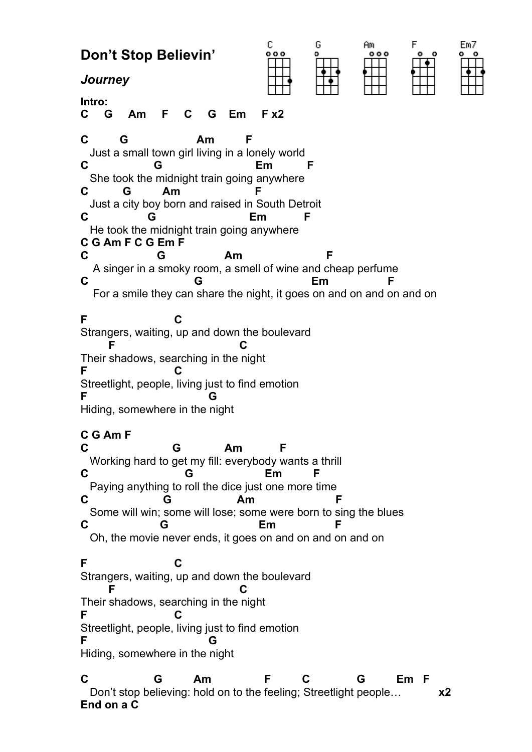# Don't Stop Believin'

## *Journey*

**Intro:**
**C G Am F C G Em F x2**

```
C        G                  Am        F
  Just a small town girl living in a lonely world
C                G                        Em        F
  She took the midnight train going anywhere
C        G        Am                   F
  Just a city boy born and raised in South Detroit
C               G                        Em         F
  He took the midnight train going anywhere
C G Am F C G Em F
C                 G              Am                   F
   A singer in a smoky room, a smell of wine and cheap perfume
C                       G                          Em               F
   For a smile they can share the night, it goes on and on and on and on

F                  C
Strangers, waiting, up and down the boulevard
      F                             C
Their shadows, searching in the night
F                  C
Streetlight, people, living just to find emotion
F                         G
Hiding, somewhere in the night

C G Am F
C                    G            Am          F
  Working hard to get my fill: everybody wants a thrill
C                      G                  Em        F
  Paying anything to roll the dice just one more time
C                  G                 Am                  F
  Some will win; some will lose; some were born to sing the blues
C                 G                     Em                F
  Oh, the movie never ends, it goes on and on and on and on

F                  C
Strangers, waiting, up and down the boulevard
      F                             C
Their shadows, searching in the night
F                  C
Streetlight, people, living just to find emotion
F                         G
Hiding, somewhere in the night

C               G        Am              F        C           G        Em   F
  Don't stop believing: hold on to the feeling; Streetlight people…          x2
End on a C
```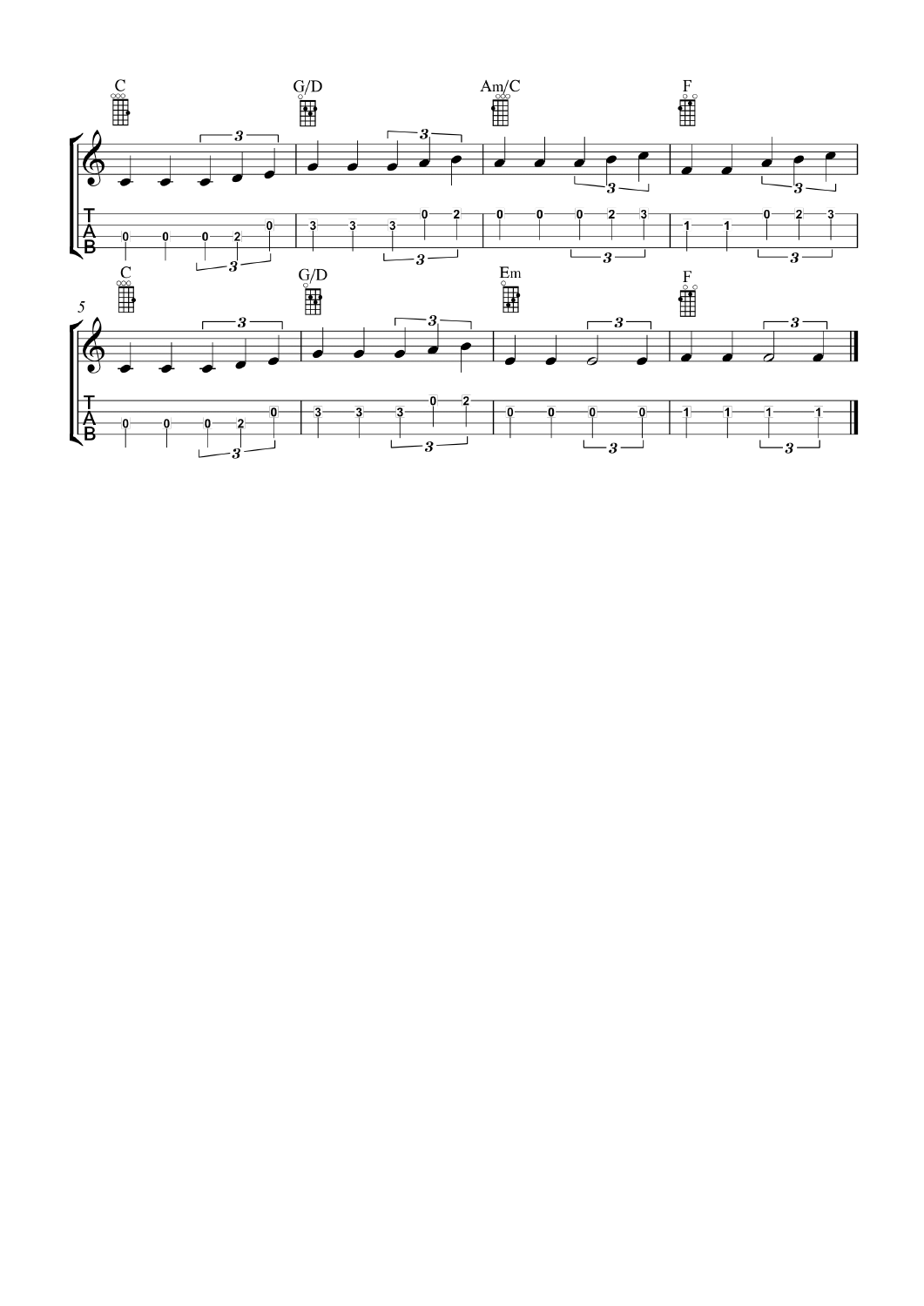C G/D Am/C F

C G/D Em F